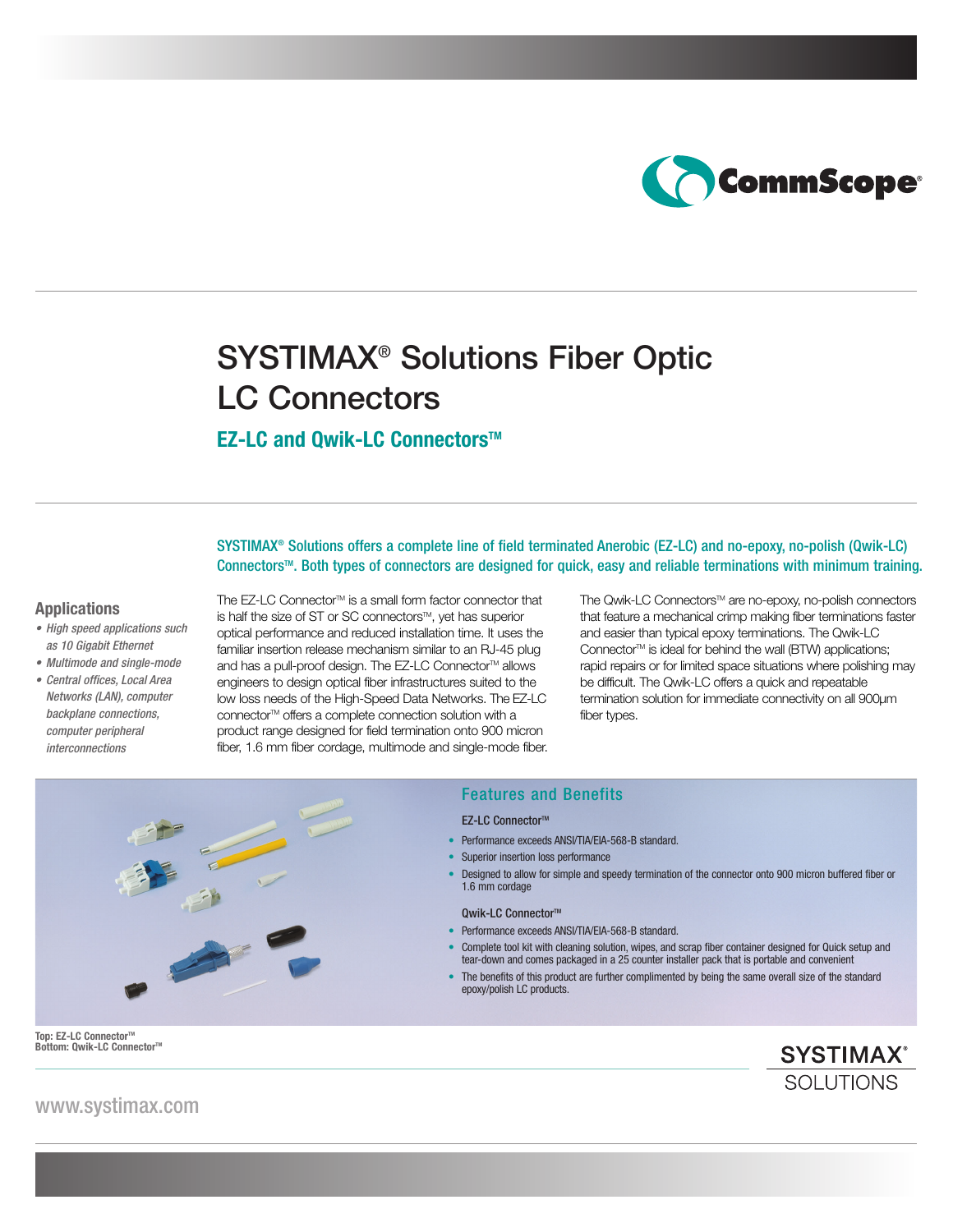# SYSTIMAX® Solutions Fiber Optic LC Connectors

## EZ-LC and Qwik-LC Connectors™

**SYSTIMAX® Solutions offers a complete line of field terminated Anerobic (EZ-LC) and no-epoxy, no-polish (Qwik-LC) Connectors™. Both types of connectors are designed for quick, easy and reliable terminations with minimum training.**

### Applications

- *High speed applications such as 10 Gigabit Ethernet*
- *Multimode and single-mode*
- *Central offices, Local Area Networks (LAN), computer backplane connections, computer peripheral interconnections*

The EZ-LC Connector™ is a small form factor connector that is half the size of ST or SC connectors™, yet has superior optical performance and reduced installation time. It uses the familiar insertion release mechanism similar to an RJ-45 plug and has a pull-proof design. The EZ-LC Connector™ allows engineers to design optical fiber infrastructures suited to the low loss needs of the High-Speed Data Networks. The EZ-LC connector™ offers a complete connection solution with a product range designed for field termination onto 900 micron fiber, 1.6 mm fiber cordage, multimode and single-mode fiber.

The Qwik-LC Connectors™ are no-epoxy, no-polish connectors that feature a mechanical crimp making fiber terminations faster and easier than typical epoxy terminations. The Qwik-LC Connector™ is ideal for behind the wall (BTW) applications; rapid repairs or for limited space situations where polishing may be difficult. The Qwik-LC offers a quick and repeatable termination solution for immediate connectivity on all 900µm fiber types.

### Features and Benefits

**EZ-LC Connector™**

- Performance exceeds ANSI/TIA/EIA-568-B standard.
- Superior insertion loss performance
- Designed to allow for simple and speedy termination of the connector onto 900 micron buffered fiber or 1.6 mm cordage

**Qwik-LC Connector™**

- Performance exceeds ANSI/TIA/EIA-568-B standard.
- Complete tool kit with cleaning solution, wipes, and scrap fiber container designed for Quick setup and tear-down and comes packaged in a 25 counter installer pack that is portable and convenient
- The benefits of this product are further complimented by being the same overall size of the standard epoxy/polish LC products.

**Top: EZ-LC Connector™**
**Bottom: Qwik-LC Connector™**

www.systimax.com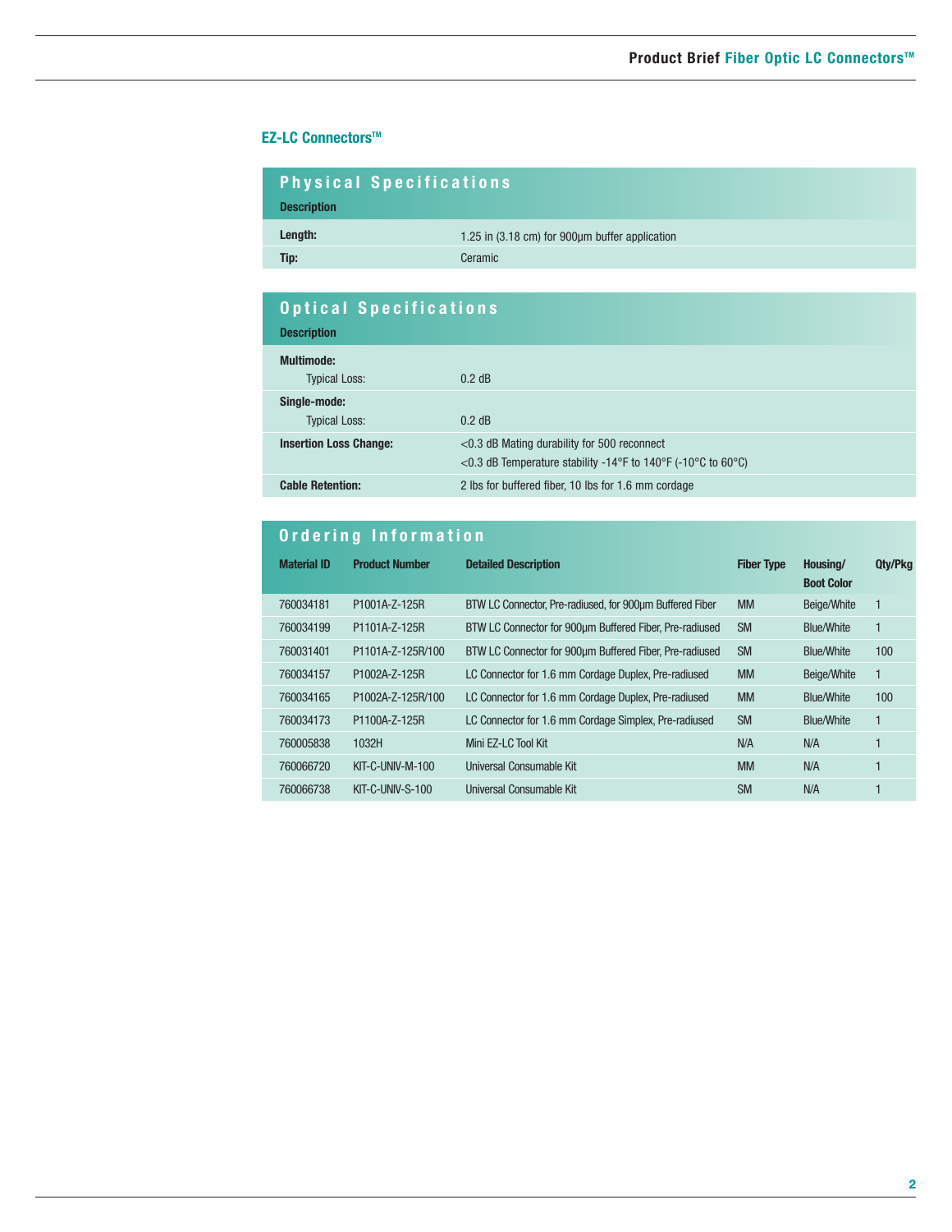## EZ-LC Connectors™

### Physical Specifications

| Description | |
|---|---|
| **Length:** | 1.25 in (3.18 cm) for 900µm buffer application |
| **Tip:** | Ceramic |

### Optical Specifications

| Description | |
|---|---|
| **Multimode:** | |
| Typical Loss: | 0.2 dB |
| **Single-mode:** | |
| Typical Loss: | 0.2 dB |
| **Insertion Loss Change:** | <0.3 dB Mating durability for 500 reconnect<br><0.3 dB Temperature stability -14°F to 140°F (-10°C to 60°C) |
| **Cable Retention:** | 2 lbs for buffered fiber, 10 lbs for 1.6 mm cordage |

### Ordering Information

| Material ID | Product Number | Detailed Description | Fiber Type | Housing/ Boot Color | Qty/Pkg |
|---|---|---|---|---|---|
| 760034181 | P1001A-Z-125R | BTW LC Connector, Pre-radiused, for 900µm Buffered Fiber | MM | Beige/White | 1 |
| 760034199 | P1101A-Z-125R | BTW LC Connector for 900µm Buffered Fiber, Pre-radiused | SM | Blue/White | 1 |
| 760031401 | P1101A-Z-125R/100 | BTW LC Connector for 900µm Buffered Fiber, Pre-radiused | SM | Blue/White | 100 |
| 760034157 | P1002A-Z-125R | LC Connector for 1.6 mm Cordage Duplex, Pre-radiused | MM | Beige/White | 1 |
| 760034165 | P1002A-Z-125R/100 | LC Connector for 1.6 mm Cordage Duplex, Pre-radiused | MM | Blue/White | 100 |
| 760034173 | P1100A-Z-125R | LC Connector for 1.6 mm Cordage Simplex, Pre-radiused | SM | Blue/White | 1 |
| 760005838 | 1032H | Mini EZ-LC Tool Kit | N/A | N/A | 1 |
| 760066720 | KIT-C-UNIV-M-100 | Universal Consumable Kit | MM | N/A | 1 |
| 760066738 | KIT-C-UNIV-S-100 | Universal Consumable Kit | SM | N/A | 1 |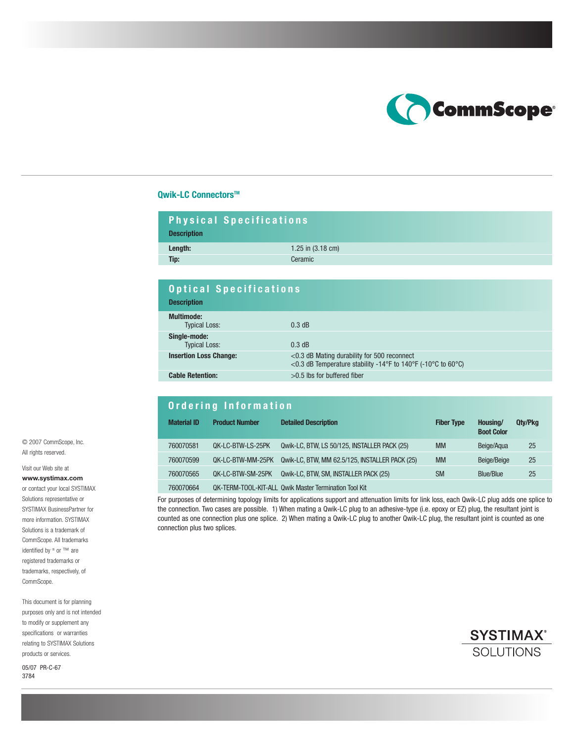## Qwik-LC Connectors™

### Physical Specifications

| Description | |
|---|---|
| **Length:** | 1.25 in (3.18 cm) |
| **Tip:** | Ceramic |

### Optical Specifications

| Description | |
|---|---|
| **Multimode:** Typical Loss: | 0.3 dB |
| **Single-mode:** Typical Loss: | 0.3 dB |
| **Insertion Loss Change:** | <0.3 dB Mating durability for 500 reconnect<br><0.3 dB Temperature stability -14°F to 140°F (-10°C to 60°C) |
| **Cable Retention:** | >0.5 lbs for buffered fiber |

### Ordering Information

| Material ID | Product Number | Detailed Description | Fiber Type | Housing/ Boot Color | Qty/Pkg |
|---|---|---|---|---|---|
| 760070581 | QK-LC-BTW-LS-25PK | Qwik-LC, BTW, LS 50/125, INSTALLER PACK (25) | MM | Beige/Aqua | 25 |
| 760070599 | QK-LC-BTW-MM-25PK | Qwik-LC, BTW, MM 62.5/125, INSTALLER PACK (25) | MM | Beige/Beige | 25 |
| 760070565 | QK-LC-BTW-SM-25PK | Qwik-LC, BTW, SM, INSTALLER PACK (25) | SM | Blue/Blue | 25 |
| 760070664 | QK-TERM-TOOL-KIT-ALL | Qwik Master Termination Tool Kit | | | |

For purposes of determining topology limits for applications support and attenuation limits for link loss, each Qwik-LC plug adds one splice to the connection. Two cases are possible. 1) When mating a Qwik-LC plug to an adhesive-type (i.e. epoxy or EZ) plug, the resultant joint is counted as one connection plus one splice. 2) When mating a Qwik-LC plug to another Qwik-LC plug, the resultant joint is counted as one connection plus two splices.

© 2007 CommScope, Inc. All rights reserved.

Visit our Web site at **www.systimax.com** or contact your local SYSTIMAX Solutions representative or SYSTIMAX BusinessPartner for more information. SYSTIMAX Solutions is a trademark of CommScope. All trademarks identified by ® or ™ are registered trademarks or trademarks, respectively, of CommScope.

This document is for planning purposes only and is not intended to modify or supplement any specifications or warranties relating to SYSTIMAX Solutions products or services.

05/07 PR-C-67
3784

SYSTIMAX® SOLUTIONS